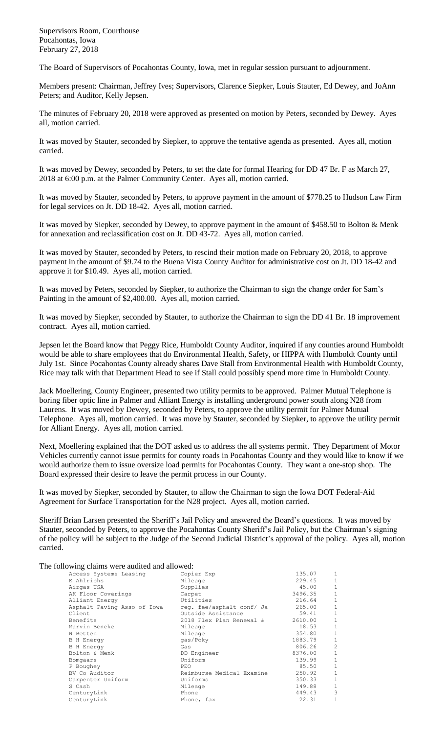Supervisors Room, Courthouse
Pocahontas, Iowa
February 27, 2018

The Board of Supervisors of Pocahontas County, Iowa, met in regular session pursuant to adjournment.

Members present: Chairman, Jeffrey Ives; Supervisors, Clarence Siepker, Louis Stauter, Ed Dewey, and JoAnn Peters; and Auditor, Kelly Jepsen.

The minutes of February 20, 2018 were approved as presented on motion by Peters, seconded by Dewey. Ayes all, motion carried.

It was moved by Stauter, seconded by Siepker, to approve the tentative agenda as presented. Ayes all, motion carried.

It was moved by Dewey, seconded by Peters, to set the date for formal Hearing for DD 47 Br. F as March 27, 2018 at 6:00 p.m. at the Palmer Community Center. Ayes all, motion carried.

It was moved by Stauter, seconded by Peters, to approve payment in the amount of $778.25 to Hudson Law Firm for legal services on Jt. DD 18-42. Ayes all, motion carried.

It was moved by Siepker, seconded by Dewey, to approve payment in the amount of $458.50 to Bolton & Menk for annexation and reclassification cost on Jt. DD 43-72. Ayes all, motion carried.

It was moved by Stauter, seconded by Peters, to rescind their motion made on February 20, 2018, to approve payment in the amount of $9.74 to the Buena Vista County Auditor for administrative cost on Jt. DD 18-42 and approve it for $10.49. Ayes all, motion carried.

It was moved by Peters, seconded by Siepker, to authorize the Chairman to sign the change order for Sam's Painting in the amount of $2,400.00. Ayes all, motion carried.

It was moved by Siepker, seconded by Stauter, to authorize the Chairman to sign the DD 41 Br. 18 improvement contract. Ayes all, motion carried.

Jepsen let the Board know that Peggy Rice, Humboldt County Auditor, inquired if any counties around Humboldt would be able to share employees that do Environmental Health, Safety, or HIPPA with Humboldt County until July 1st. Since Pocahontas County already shares Dave Stall from Environmental Health with Humboldt County, Rice may talk with that Department Head to see if Stall could possibly spend more time in Humboldt County.

Jack Moellering, County Engineer, presented two utility permits to be approved. Palmer Mutual Telephone is boring fiber optic line in Palmer and Alliant Energy is installing underground power south along N28 from Laurens. It was moved by Dewey, seconded by Peters, to approve the utility permit for Palmer Mutual Telephone. Ayes all, motion carried. It was move by Stauter, seconded by Siepker, to approve the utility permit for Alliant Energy. Ayes all, motion carried.

Next, Moellering explained that the DOT asked us to address the all systems permit. They Department of Motor Vehicles currently cannot issue permits for county roads in Pocahontas County and they would like to know if we would authorize them to issue oversize load permits for Pocahontas County. They want a one-stop shop. The Board expressed their desire to leave the permit process in our County.

It was moved by Siepker, seconded by Stauter, to allow the Chairman to sign the Iowa DOT Federal-Aid Agreement for Surface Transportation for the N28 project. Ayes all, motion carried.

Sheriff Brian Larsen presented the Sheriff's Jail Policy and answered the Board's questions. It was moved by Stauter, seconded by Peters, to approve the Pocahontas County Sheriff's Jail Policy, but the Chairman's signing of the policy will be subject to the Judge of the Second Judicial District's approval of the policy. Ayes all, motion carried.

The following claims were audited and allowed:

| | | | |
|---|---|---|---|
| Access Systems Leasing | Copier Exp | 135.07 | 1 |
| E Ahlrichs | Mileage | 229.45 | 1 |
| Airgas USA | Supplies | 45.00 | 1 |
| AK Floor Coverings | Carpet | 3496.35 | 1 |
| Alliant Energy | Utilities | 216.64 | 1 |
| Asphalt Paving Asso of Iowa | reg. fee/asphalt conf/ Ja | 265.00 | 1 |
| Client | Outside Assistance | 59.41 | 1 |
| Benefits | 2018 Flex Plan Renewal & | 2610.00 | 1 |
| Marvin Beneke | Mileage | 18.53 | 1 |
| N Betten | Mileage | 354.80 | 1 |
| B H Energy | gas/Poky | 1883.79 | 1 |
| B H Energy | Gas | 806.26 | 2 |
| Bolton & Menk | DD Engineer | 8376.00 | 1 |
| Bomgaars | Uniform | 139.99 | 1 |
| P Boughey | PEO | 85.50 | 1 |
| BV Co Auditor | Reimburse Medical Examine | 250.92 | 1 |
| Carpenter Uniform | Uniforms | 350.33 | 1 |
| S Cash | Mileage | 149.88 | 1 |
| CenturyLink | Phone | 449.43 | 3 |
| CenturyLink | Phone, fax | 22.31 | 1 |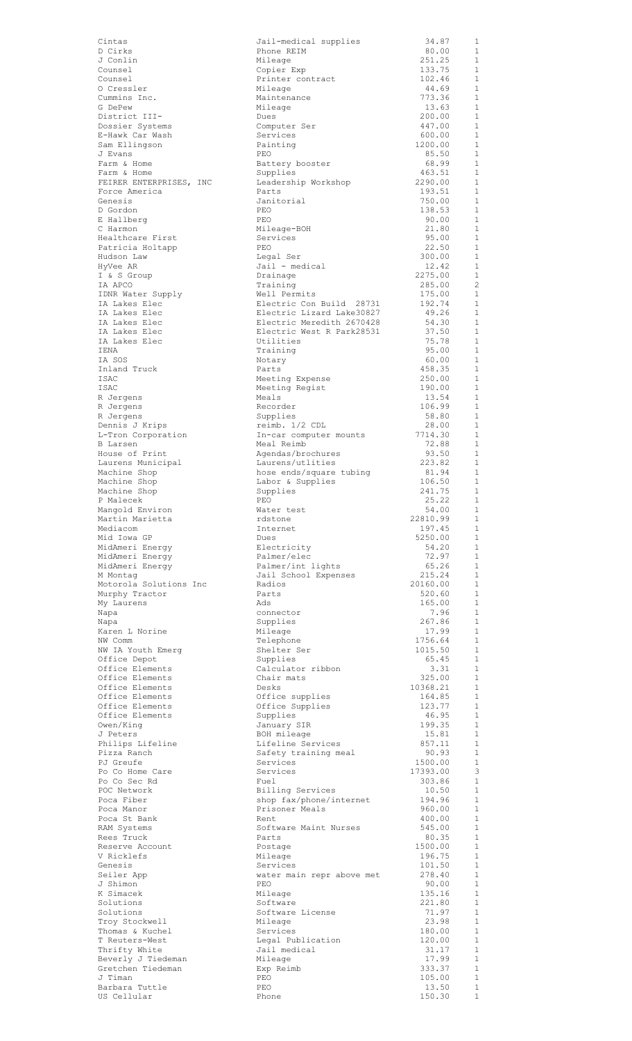| | | | |
|---|---|---|---|
| Cintas | Jail-medical supplies | 34.87 | 1 |
| D Cirks | Phone REIM | 80.00 | 1 |
| J Conlin | Mileage | 251.25 | 1 |
| Counsel | Copier Exp | 133.75 | 1 |
| Counsel | Printer contract | 102.46 | 1 |
| O Cressler | Mileage | 44.69 | 1 |
| Cummins Inc. | Maintenance | 773.36 | 1 |
| G DePew | Mileage | 13.63 | 1 |
| District III- | Dues | 200.00 | 1 |
| Dossier Systems | Computer Ser | 447.00 | 1 |
| E-Hawk Car Wash | Services | 600.00 | 1 |
| Sam Ellingson | Painting | 1200.00 | 1 |
| J Evans | PEO | 85.50 | 1 |
| Farm & Home | Battery booster | 68.99 | 1 |
| Farm & Home | Supplies | 463.51 | 1 |
| FEIRER ENTERPRISES, INC | Leadership Workshop | 2290.00 | 1 |
| Force America | Parts | 193.51 | 1 |
| Genesis | Janitorial | 750.00 | 1 |
| D Gordon | PEO | 138.53 | 1 |
| E Hallberg | PEO | 90.00 | 1 |
| C Harmon | Mileage-BOH | 21.80 | 1 |
| Healthcare First | Services | 95.00 | 1 |
| Patricia Holtapp | PEO | 22.50 | 1 |
| Hudson Law | Legal Ser | 300.00 | 1 |
| HyVee AR | Jail - medical | 12.42 | 1 |
| I & S Group | Drainage | 2275.00 | 1 |
| IA APCO | Training | 285.00 | 2 |
| IDNR Water Supply | Well Permits | 175.00 | 1 |
| IA Lakes Elec | Electric Con Build 28731 | 192.74 | 1 |
| IA Lakes Elec | Electric Lizard Lake30827 | 49.26 | 1 |
| IA Lakes Elec | Electric Meredith 2670428 | 54.30 | 1 |
| IA Lakes Elec | Electric West R Park28531 | 37.50 | 1 |
| IA Lakes Elec | Utilities | 75.78 | 1 |
| IENA | Training | 95.00 | 1 |
| IA SOS | Notary | 60.00 | 1 |
| Inland Truck | Parts | 458.35 | 1 |
| ISAC | Meeting Expense | 250.00 | 1 |
| ISAC | Meeting Regist | 190.00 | 1 |
| R Jergens | Meals | 13.54 | 1 |
| R Jergens | Recorder | 106.99 | 1 |
| R Jergens | Supplies | 58.80 | 1 |
| Dennis J Krips | reimb. 1/2 CDL | 28.00 | 1 |
| L-Tron Corporation | In-car computer mounts | 7714.30 | 1 |
| B Larsen | Meal Reimb | 72.88 | 1 |
| House of Print | Agendas/brochures | 93.50 | 1 |
| Laurens Municipal | Laurens/utlities | 223.82 | 1 |
| Machine Shop | hose ends/square tubing | 81.94 | 1 |
| Machine Shop | Labor & Supplies | 106.50 | 1 |
| Machine Shop | Supplies | 241.75 | 1 |
| P Malecek | PEO | 25.22 | 1 |
| Mangold Environ | Water test | 54.00 | 1 |
| Martin Marietta | rdstone | 22810.99 | 1 |
| Mediacom | Internet | 197.45 | 1 |
| Mid Iowa GP | Dues | 5250.00 | 1 |
| MidAmeri Energy | Electricity | 54.20 | 1 |
| MidAmeri Energy | Palmer/elec | 72.97 | 1 |
| MidAmeri Energy | Palmer/int lights | 65.26 | 1 |
| M Montag | Jail School Expenses | 215.24 | 1 |
| Motorola Solutions Inc | Radios | 20160.00 | 1 |
| Murphy Tractor | Parts | 520.60 | 1 |
| My Laurens | Ads | 165.00 | 1 |
| Napa | connector | 7.96 | 1 |
| Napa | Supplies | 267.86 | 1 |
| Karen L Norine | Mileage | 17.99 | 1 |
| NW Comm | Telephone | 1756.64 | 1 |
| NW IA Youth Emerg | Shelter Ser | 1015.50 | 1 |
| Office Depot | Supplies | 65.45 | 1 |
| Office Elements | Calculator ribbon | 3.31 | 1 |
| Office Elements | Chair mats | 325.00 | 1 |
| Office Elements | Desks | 10368.21 | 1 |
| Office Elements | Office supplies | 164.85 | 1 |
| Office Elements | Office Supplies | 123.77 | 1 |
| Office Elements | Supplies | 46.95 | 1 |
| Owen/King | January SIR | 199.35 | 1 |
| J Peters | BOH mileage | 15.81 | 1 |
| Philips Lifeline | Lifeline Services | 857.11 | 1 |
| Pizza Ranch | Safety training meal | 90.93 | 1 |
| PJ Greufe | Services | 1500.00 | 1 |
| Po Co Home Care | Services | 17393.00 | 3 |
| Po Co Sec Rd | Fuel | 303.86 | 1 |
| POC Network | Billing Services | 10.50 | 1 |
| Poca Fiber | shop fax/phone/internet | 194.96 | 1 |
| Poca Manor | Prisoner Meals | 960.00 | 1 |
| Poca St Bank | Rent | 400.00 | 1 |
| RAM Systems | Software Maint Nurses | 545.00 | 1 |
| Rees Truck | Parts | 80.35 | 1 |
| Reserve Account | Postage | 1500.00 | 1 |
| V Ricklefs | Mileage | 196.75 | 1 |
| Genesis | Services | 101.50 | 1 |
| Seiler App | water main repr above met | 278.40 | 1 |
| J Shimon | PEO | 90.00 | 1 |
| K Simacek | Mileage | 135.16 | 1 |
| Solutions | Software | 221.80 | 1 |
| Solutions | Software License | 71.97 | 1 |
| Troy Stockwell | Mileage | 23.98 | 1 |
| Thomas & Kuchel | Services | 180.00 | 1 |
| T Reuters-West | Legal Publication | 120.00 | 1 |
| Thrifty White | Jail medical | 31.17 | 1 |
| Beverly J Tiedeman | Mileage | 17.99 | 1 |
| Gretchen Tiedeman | Exp Reimb | 333.37 | 1 |
| J Timan | PEO | 105.00 | 1 |
| Barbara Tuttle | PEO | 13.50 | 1 |
| US Cellular | Phone | 150.30 | 1 |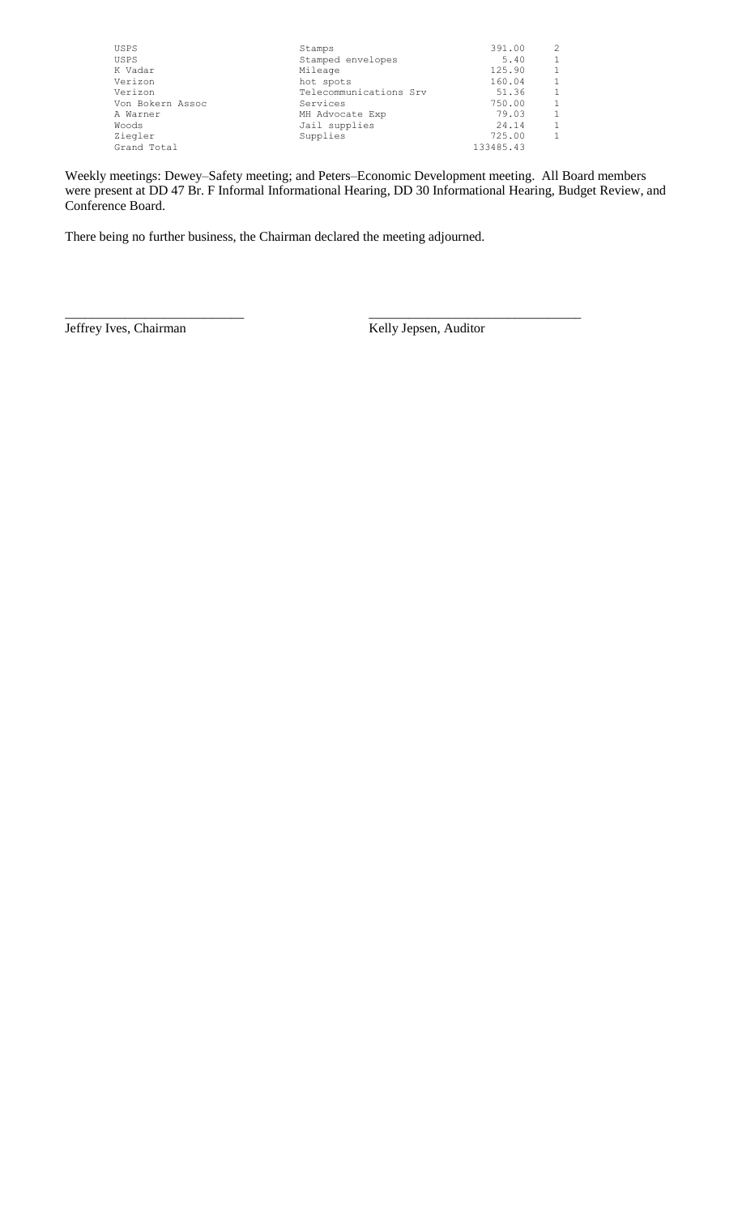| | | | |
|---|---|---|---|
| USPS | Stamps | 391.00 | 2 |
| USPS | Stamped envelopes | 5.40 | 1 |
| K Vadar | Mileage | 125.90 | 1 |
| Verizon | hot spots | 160.04 | 1 |
| Verizon | Telecommunications Srv | 51.36 | 1 |
| Von Bokern Assoc | Services | 750.00 | 1 |
| A Warner | MH Advocate Exp | 79.03 | 1 |
| Woods | Jail supplies | 24.14 | 1 |
| Ziegler | Supplies | 725.00 | 1 |
| Grand Total | | 133485.43 | |

Weekly meetings: Dewey–Safety meeting; and Peters–Economic Development meeting. All Board members were present at DD 47 Br. F Informal Informational Hearing, DD 30 Informational Hearing, Budget Review, and Conference Board.

There being no further business, the Chairman declared the meeting adjourned.

\_\_\_\_\_\_\_\_\_\_\_\_\_\_\_\_\_\_\_\_\_\_\_\_\_\_\_ \_\_\_\_\_\_\_\_\_\_\_\_\_\_\_\_\_\_\_\_\_\_\_\_\_\_\_\_\_\_\_\_

Jeffrey Ives, Chairman Kelly Jepsen, Auditor